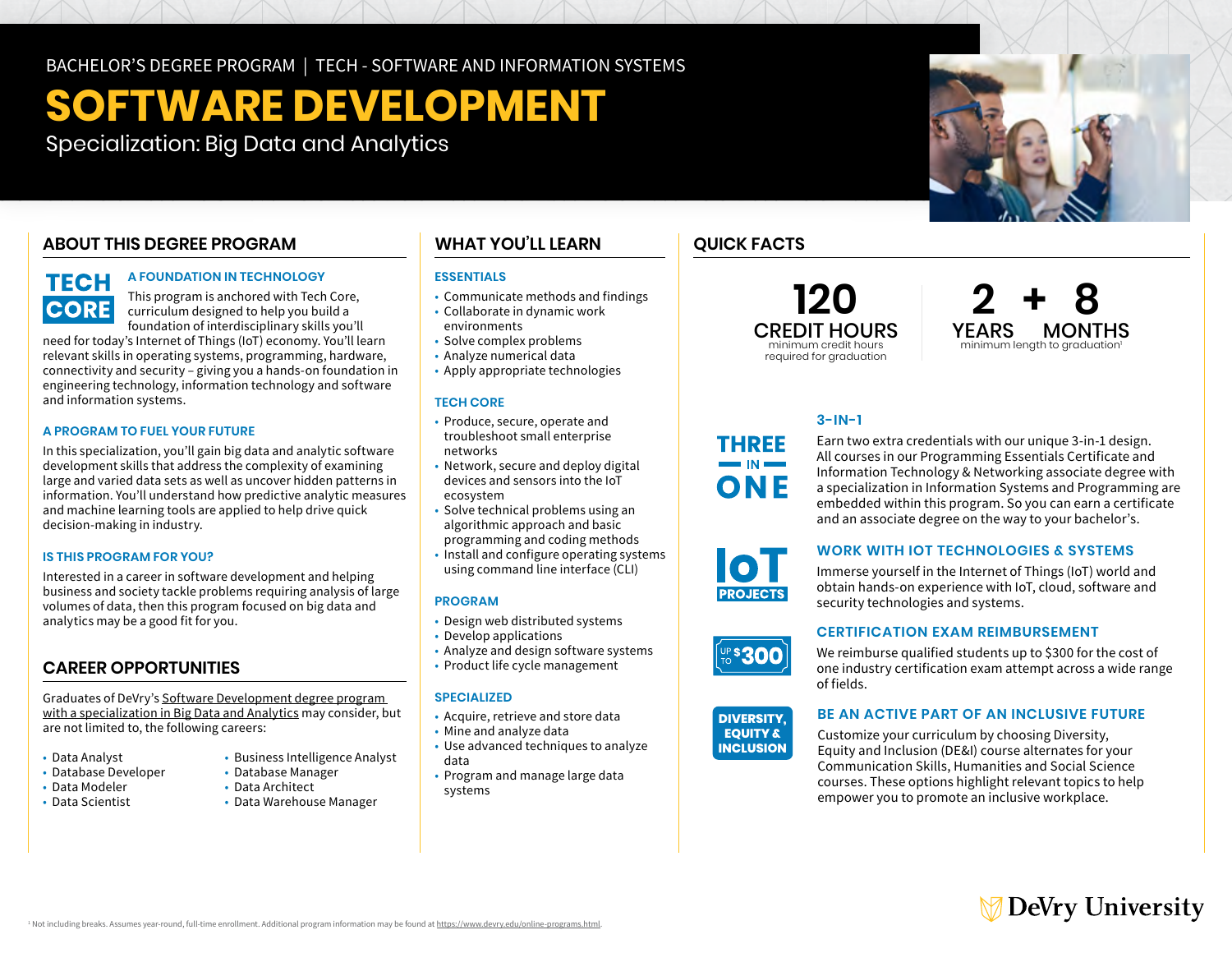BACHELOR'S DEGREE PROGRAM | TECH - SOFTWARE AND INFORMATION SYSTEMS

# SOFTWARE DEVELOPMENT

Specialization: Big Data and Analytics

## ABOUT THIS DEGREE PROGRAM

TECH CORE

### A FOUNDATION IN TECHNOLOGY

This program is anchored with Tech Core, curriculum designed to help you build a foundation of interdisciplinary skills you'll need for today's Internet of Things (IoT) economy. You'll learn relevant skills in operating systems, programming, hardware, connectivity and security – giving you a hands-on foundation in engineering technology, information technology and software and information systems.

### A PROGRAM TO FUEL YOUR FUTURE

In this specialization, you'll gain big data and analytic software development skills that address the complexity of examining large and varied data sets as well as uncover hidden patterns in information. You'll understand how predictive analytic measures and machine learning tools are applied to help drive quick decision-making in industry.

### IS THIS PROGRAM FOR YOU?

Interested in a career in software development and helping business and society tackle problems requiring analysis of large volumes of data, then this program focused on big data and analytics may be a good fit for you.

## CAREER OPPORTUNITIES

Graduates of DeVry's Software Development degree program with a specialization in Big Data and Analytics may consider, but are not limited to, the following careers:

- Data Analyst
- Database Developer
- Data Modeler
- Data Scientist
- Business Intelligence Analyst
- Database Manager
- Data Architect
- Data Warehouse Manager

## WHAT YOU'LL LEARN

### ESSENTIALS

- Communicate methods and findings
- Collaborate in dynamic work environments
- Solve complex problems
- Analyze numerical data
- Apply appropriate technologies

### TECH CORE

- Produce, secure, operate and troubleshoot small enterprise networks
- Network, secure and deploy digital devices and sensors into the IoT ecosystem
- Solve technical problems using an algorithmic approach and basic programming and coding methods
- Install and configure operating systems using command line interface (CLI)

### PROGRAM

- Design web distributed systems
- Develop applications
- Analyze and design software systems
- Product life cycle management

### SPECIALIZED

- Acquire, retrieve and store data
- Mine and analyze data
- Use advanced techniques to analyze data
- Program and manage large data systems

## QUICK FACTS

**120 CREDIT HOURS** minimum credit hours required for graduation

**2 YEARS + 8 MONTHS** minimum length to graduation[1]

### 3-IN-1

THREE IN ONE

Earn two extra credentials with our unique 3-in-1 design. All courses in our Programming Essentials Certificate and Information Technology & Networking associate degree with a specialization in Information Systems and Programming are embedded within this program. So you can earn a certificate and an associate degree on the way to your bachelor's.

### WORK WITH IOT TECHNOLOGIES & SYSTEMS

IoT PROJECTS

Immerse yourself in the Internet of Things (IoT) world and obtain hands-on experience with IoT, cloud, software and security technologies and systems.

### CERTIFICATION EXAM REIMBURSEMENT

UP TO $300

We reimburse qualified students up to $300 for the cost of one industry certification exam attempt across a wide range of fields.

### BE AN ACTIVE PART OF AN INCLUSIVE FUTURE

DIVERSITY, EQUITY & INCLUSION

Customize your curriculum by choosing Diversity, Equity and Inclusion (DE&I) course alternates for your Communication Skills, Humanities and Social Science courses. These options highlight relevant topics to help empower you to promote an inclusive workplace.

[1] Not including breaks. Assumes year-round, full-time enrollment. Additional program information may be found at https://www.devry.edu/online-programs.html.

DeVry University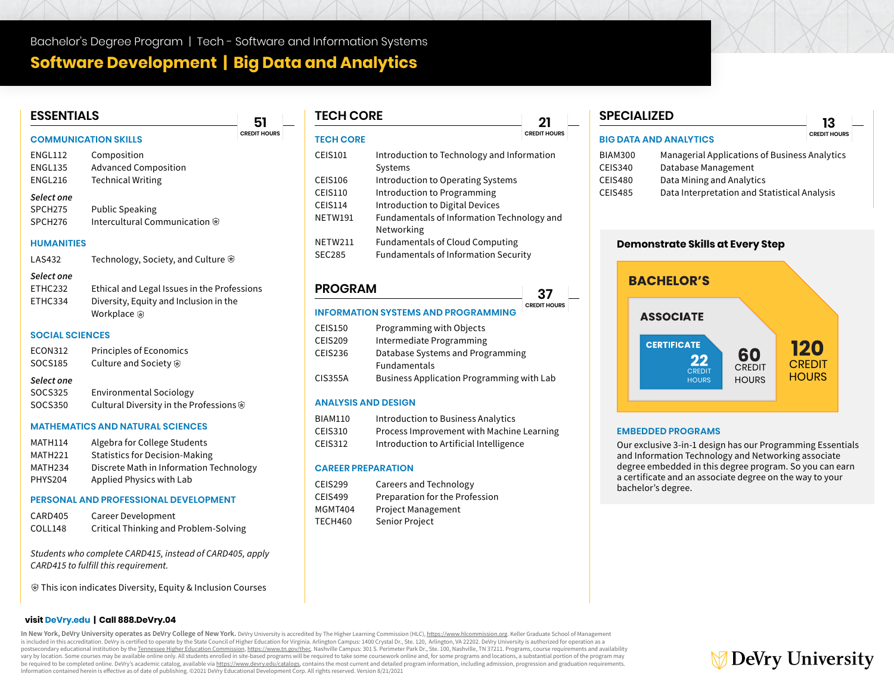Bachelor's Degree Program | Tech - Software and Information Systems

# Software Development | Big Data and Analytics

## ESSENTIALS

51 CREDIT HOURS

### COMMUNICATION SKILLS

| | |
|---|---|
| ENGL112 | Composition |
| ENGL135 | Advanced Composition |
| ENGL216 | Technical Writing |

*Select one*

| | |
|---|---|
| SPCH275 | Public Speaking |
| SPCH276 | Intercultural Communication ⛉ |

### HUMANITIES

| | |
|---|---|
| LAS432 | Technology, Society, and Culture ⛉ |

*Select one*

| | |
|---|---|
| ETHC232 | Ethical and Legal Issues in the Professions |
| ETHC334 | Diversity, Equity and Inclusion in the Workplace ⛉ |

### SOCIAL SCIENCES

| | |
|---|---|
| ECON312 | Principles of Economics |
| SOCS185 | Culture and Society ⛉ |

*Select one*

| | |
|---|---|
| SOCS325 | Environmental Sociology |
| SOCS350 | Cultural Diversity in the Professions ⛉ |

### MATHEMATICS AND NATURAL SCIENCES

| | |
|---|---|
| MATH114 | Algebra for College Students |
| MATH221 | Statistics for Decision-Making |
| MATH234 | Discrete Math in Information Technology |
| PHYS204 | Applied Physics with Lab |

### PERSONAL AND PROFESSIONAL DEVELOPMENT

| | |
|---|---|
| CARD405 | Career Development |
| COLL148 | Critical Thinking and Problem-Solving |

*Students who complete CARD415, instead of CARD405, apply CARD415 to fulfill this requirement.*

⛉ This icon indicates Diversity, Equity & Inclusion Courses

## TECH CORE

21 CREDIT HOURS

### TECH CORE

| | |
|---|---|
| CEIS101 | Introduction to Technology and Information Systems |
| CEIS106 | Introduction to Operating Systems |
| CEIS110 | Introduction to Programming |
| CEIS114 | Introduction to Digital Devices |
| NETW191 | Fundamentals of Information Technology and Networking |
| NETW211 | Fundamentals of Cloud Computing |
| SEC285 | Fundamentals of Information Security |

## PROGRAM

37 CREDIT HOURS

### INFORMATION SYSTEMS AND PROGRAMMING

| | |
|---|---|
| CEIS150 | Programming with Objects |
| CEIS209 | Intermediate Programming |
| CEIS236 | Database Systems and Programming Fundamentals |
| CIS355A | Business Application Programming with Lab |

### ANALYSIS AND DESIGN

| | |
|---|---|
| BIAM110 | Introduction to Business Analytics |
| CEIS310 | Process Improvement with Machine Learning |
| CEIS312 | Introduction to Artificial Intelligence |

### CAREER PREPARATION

| | |
|---|---|
| CEIS299 | Careers and Technology |
| CEIS499 | Preparation for the Profession |
| MGMT404 | Project Management |
| TECH460 | Senior Project |

## SPECIALIZED

13 CREDIT HOURS

### BIG DATA AND ANALYTICS

| | |
|---|---|
| BIAM300 | Managerial Applications of Business Analytics |
| CEIS340 | Database Management |
| CEIS480 | Data Mining and Analytics |
| CEIS485 | Data Interpretation and Statistical Analysis |

## Demonstrate Skills at Every Step

BACHELOR'S 120 CREDIT HOURS

ASSOCIATE 60 CREDIT HOURS

CERTIFICATE 22 CREDIT HOURS

### EMBEDDED PROGRAMS

Our exclusive 3-in-1 design has our Programming Essentials and Information Technology and Networking associate degree embedded in this degree program. So you can earn a certificate and an associate degree on the way to your bachelor's degree.

**visit DeVry.edu | Call 888.DeVry.04**

In New York, DeVry University operates as DeVry College of New York. DeVry University is accredited by The Higher Learning Commission (HLC), https://www.hlcommission.org. Keller Graduate School of Management is included in this accreditation. DeVry is certified to operate by the State Council of Higher Education for Virginia. Arlington Campus: 1400 Crystal Dr., Ste. 120, Arlington, VA 22202. DeVry University is authorized for operation as a postsecondary educational institution by the Tennessee Higher Education Commission, https://www.tn.gov/thec. Nashville Campus: 301 S. Perimeter Park Dr., Ste. 100, Nashville, TN 37211. Programs, course requirements and availability vary by location. Some courses may be available online only. All students enrolled in site-based programs will be required to take some coursework online and, for some programs and locations, a substantial portion of the program may be required to be completed online. DeVry's academic catalog, available via https://www.devry.edu/catalogs, contains the most current and detailed program information, including admission, progression and graduation requirements. Information contained herein is effective as of date of publishing. ©2021 DeVry Educational Development Corp. All rights reserved. Version 8/21/2021

DeVry University